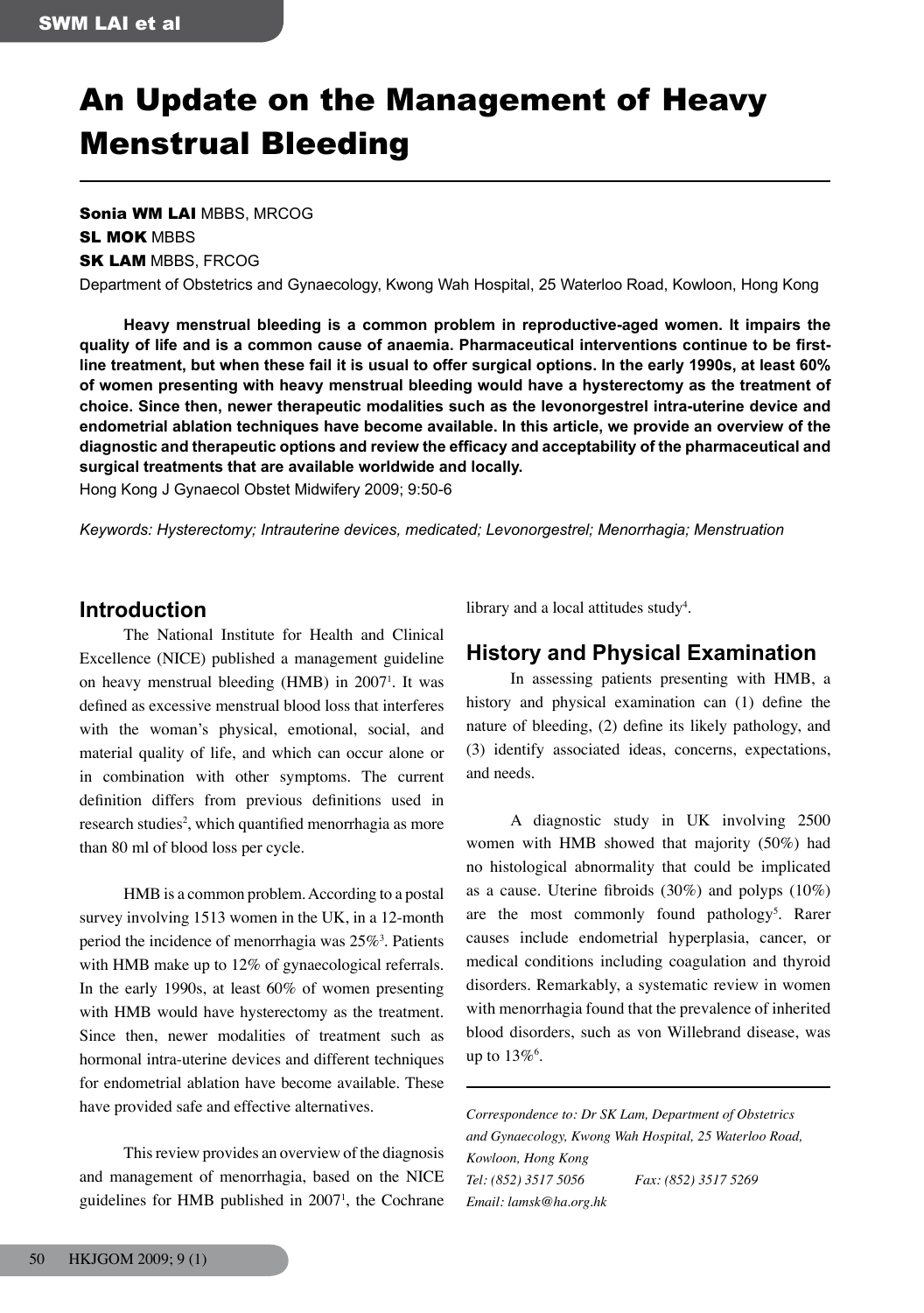# An Update on the Management of Heavy Menstrual Bleeding

**Sonia WM LAI** MBBS, MRCOG
**SL MOK** MBBS
**SK LAM** MBBS, FRCOG

Department of Obstetrics and Gynaecology, Kwong Wah Hospital, 25 Waterloo Road, Kowloon, Hong Kong

**Heavy menstrual bleeding is a common problem in reproductive-aged women. It impairs the quality of life and is a common cause of anaemia. Pharmaceutical interventions continue to be first-line treatment, but when these fail it is usual to offer surgical options. In the early 1990s, at least 60% of women presenting with heavy menstrual bleeding would have a hysterectomy as the treatment of choice. Since then, newer therapeutic modalities such as the levonorgestrel intra-uterine device and endometrial ablation techniques have become available. In this article, we provide an overview of the diagnostic and therapeutic options and review the efficacy and acceptability of the pharmaceutical and surgical treatments that are available worldwide and locally.**

Hong Kong J Gynaecol Obstet Midwifery 2009; 9:50-6

*Keywords: Hysterectomy; Intrauterine devices, medicated; Levonorgestrel; Menorrhagia; Menstruation*

## Introduction

The National Institute for Health and Clinical Excellence (NICE) published a management guideline on heavy menstrual bleeding (HMB) in 2007[1]. It was defined as excessive menstrual blood loss that interferes with the woman's physical, emotional, social, and material quality of life, and which can occur alone or in combination with other symptoms. The current definition differs from previous definitions used in research studies[2], which quantified menorrhagia as more than 80 ml of blood loss per cycle.

HMB is a common problem. According to a postal survey involving 1513 women in the UK, in a 12-month period the incidence of menorrhagia was 25%[3]. Patients with HMB make up to 12% of gynaecological referrals. In the early 1990s, at least 60% of women presenting with HMB would have hysterectomy as the treatment. Since then, newer modalities of treatment such as hormonal intra-uterine devices and different techniques for endometrial ablation have become available. These have provided safe and effective alternatives.

This review provides an overview of the diagnosis and management of menorrhagia, based on the NICE guidelines for HMB published in 2007[1], the Cochrane library and a local attitudes study[4].

## History and Physical Examination

In assessing patients presenting with HMB, a history and physical examination can (1) define the nature of bleeding, (2) define its likely pathology, and (3) identify associated ideas, concerns, expectations, and needs.

A diagnostic study in UK involving 2500 women with HMB showed that majority (50%) had no histological abnormality that could be implicated as a cause. Uterine fibroids (30%) and polyps (10%) are the most commonly found pathology[5]. Rarer causes include endometrial hyperplasia, cancer, or medical conditions including coagulation and thyroid disorders. Remarkably, a systematic review in women with menorrhagia found that the prevalence of inherited blood disorders, such as von Willebrand disease, was up to 13%[6].

*Correspondence to: Dr SK Lam, Department of Obstetrics and Gynaecology, Kwong Wah Hospital, 25 Waterloo Road, Kowloon, Hong Kong*
*Tel: (852) 3517 5056 Fax: (852) 3517 5269*
*Email: lamsk@ha.org.hk*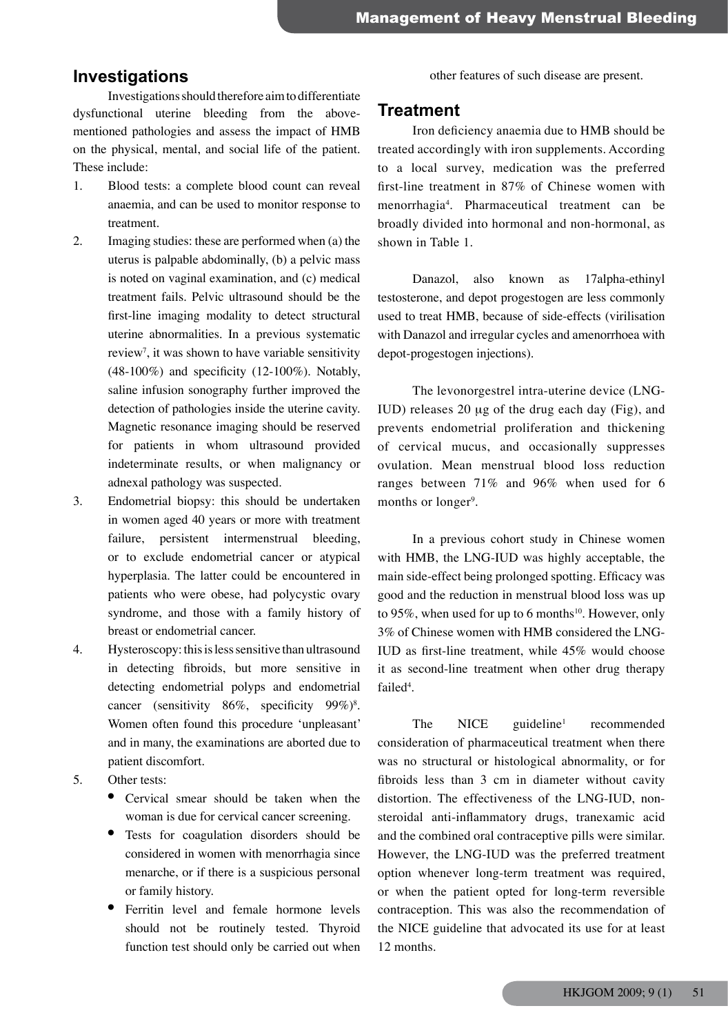## Investigations

Investigations should therefore aim to differentiate dysfunctional uterine bleeding from the above-mentioned pathologies and assess the impact of HMB on the physical, mental, and social life of the patient. These include:

1. Blood tests: a complete blood count can reveal anaemia, and can be used to monitor response to treatment.
2. Imaging studies: these are performed when (a) the uterus is palpable abdominally, (b) a pelvic mass is noted on vaginal examination, and (c) medical treatment fails. Pelvic ultrasound should be the first-line imaging modality to detect structural uterine abnormalities. In a previous systematic review[7], it was shown to have variable sensitivity (48-100%) and specificity (12-100%). Notably, saline infusion sonography further improved the detection of pathologies inside the uterine cavity. Magnetic resonance imaging should be reserved for patients in whom ultrasound provided indeterminate results, or when malignancy or adnexal pathology was suspected.
3. Endometrial biopsy: this should be undertaken in women aged 40 years or more with treatment failure, persistent intermenstrual bleeding, or to exclude endometrial cancer or atypical hyperplasia. The latter could be encountered in patients who were obese, had polycystic ovary syndrome, and those with a family history of breast or endometrial cancer.
4. Hysteroscopy: this is less sensitive than ultrasound in detecting fibroids, but more sensitive in detecting endometrial polyps and endometrial cancer (sensitivity 86%, specificity 99%)[8]. Women often found this procedure 'unpleasant' and in many, the examinations are aborted due to patient discomfort.
5. Other tests:
   - Cervical smear should be taken when the woman is due for cervical cancer screening.
   - Tests for coagulation disorders should be considered in women with menorrhagia since menarche, or if there is a suspicious personal or family history.
   - Ferritin level and female hormone levels should not be routinely tested. Thyroid function test should only be carried out when other features of such disease are present.

## Treatment

Iron deficiency anaemia due to HMB should be treated accordingly with iron supplements. According to a local survey, medication was the preferred first-line treatment in 87% of Chinese women with menorrhagia[4]. Pharmaceutical treatment can be broadly divided into hormonal and non-hormonal, as shown in Table 1.

Danazol, also known as 17alpha-ethinyl testosterone, and depot progestogen are less commonly used to treat HMB, because of side-effects (virilisation with Danazol and irregular cycles and amenorrhoea with depot-progestogen injections).

The levonorgestrel intra-uterine device (LNG-IUD) releases 20 μg of the drug each day (Fig), and prevents endometrial proliferation and thickening of cervical mucus, and occasionally suppresses ovulation. Mean menstrual blood loss reduction ranges between 71% and 96% when used for 6 months or longer[9].

In a previous cohort study in Chinese women with HMB, the LNG-IUD was highly acceptable, the main side-effect being prolonged spotting. Efficacy was good and the reduction in menstrual blood loss was up to 95%, when used for up to 6 months[10]. However, only 3% of Chinese women with HMB considered the LNG-IUD as first-line treatment, while 45% would choose it as second-line treatment when other drug therapy failed[4].

The NICE guideline[1] recommended consideration of pharmaceutical treatment when there was no structural or histological abnormality, or for fibroids less than 3 cm in diameter without cavity distortion. The effectiveness of the LNG-IUD, non-steroidal anti-inflammatory drugs, tranexamic acid and the combined oral contraceptive pills were similar. However, the LNG-IUD was the preferred treatment option whenever long-term treatment was required, or when the patient opted for long-term reversible contraception. This was also the recommendation of the NICE guideline that advocated its use for at least 12 months.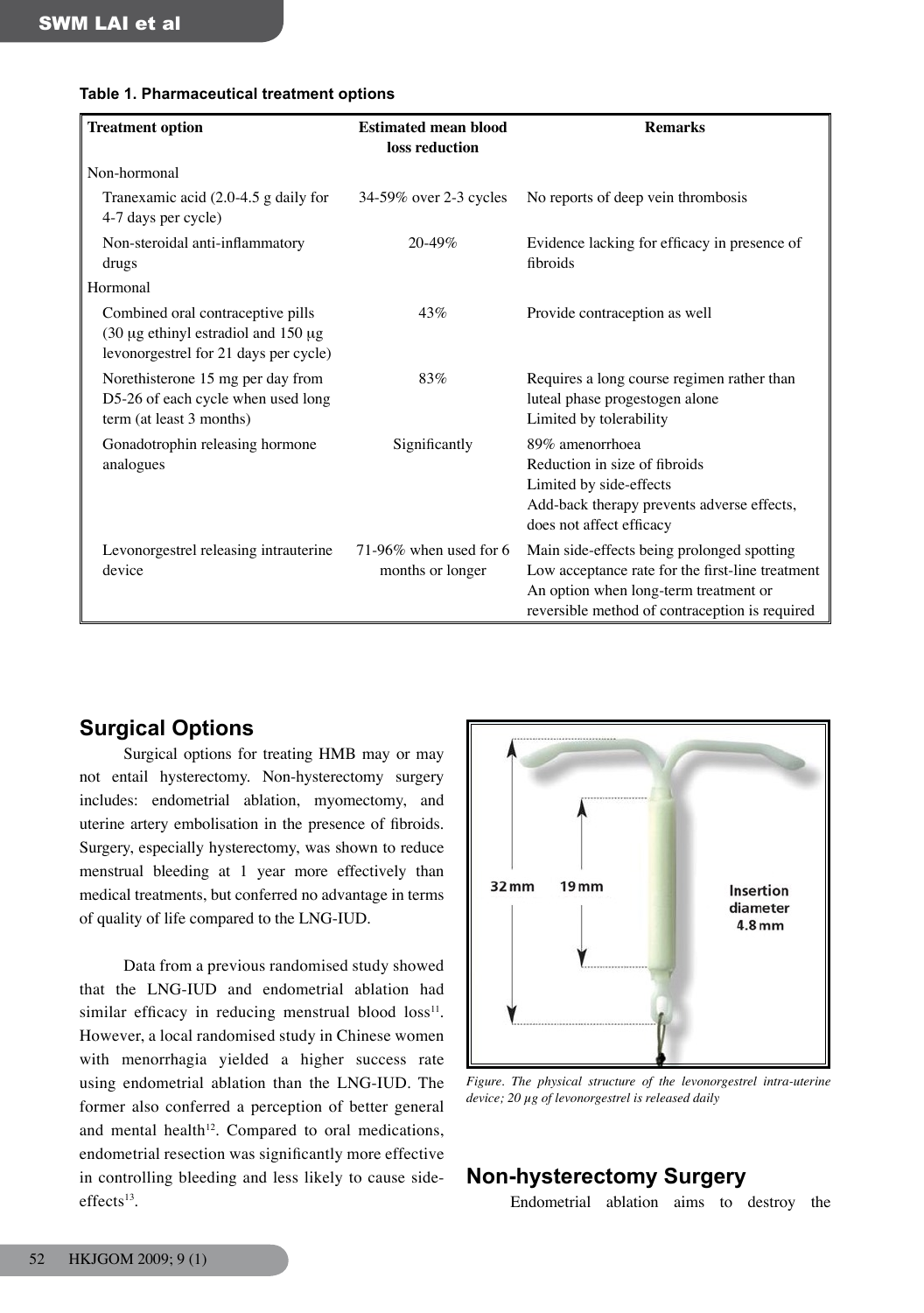**Table 1. Pharmaceutical treatment options**

| Treatment option | Estimated mean blood loss reduction | Remarks |
|---|---|---|
| Non-hormonal | | |
| Tranexamic acid (2.0-4.5 g daily for 4-7 days per cycle) | 34-59% over 2-3 cycles | No reports of deep vein thrombosis |
| Non-steroidal anti-inflammatory drugs | 20-49% | Evidence lacking for efficacy in presence of fibroids |
| Hormonal | | |
| Combined oral contraceptive pills (30 μg ethinyl estradiol and 150 μg levonorgestrel for 21 days per cycle) | 43% | Provide contraception as well |
| Norethisterone 15 mg per day from D5-26 of each cycle when used long term (at least 3 months) | 83% | Requires a long course regimen rather than luteal phase progestogen alone<br>Limited by tolerability |
| Gonadotrophin releasing hormone analogues | Significantly | 89% amenorrhoea<br>Reduction in size of fibroids<br>Limited by side-effects<br>Add-back therapy prevents adverse effects, does not affect efficacy |
| Levonorgestrel releasing intrauterine device | 71-96% when used for 6 months or longer | Main side-effects being prolonged spotting<br>Low acceptance rate for the first-line treatment<br>An option when long-term treatment or reversible method of contraception is required |

## Surgical Options

Surgical options for treating HMB may or may not entail hysterectomy. Non-hysterectomy surgery includes: endometrial ablation, myomectomy, and uterine artery embolisation in the presence of fibroids. Surgery, especially hysterectomy, was shown to reduce menstrual bleeding at 1 year more effectively than medical treatments, but conferred no advantage in terms of quality of life compared to the LNG-IUD.

Data from a previous randomised study showed that the LNG-IUD and endometrial ablation had similar efficacy in reducing menstrual blood loss[11]. However, a local randomised study in Chinese women with menorrhagia yielded a higher success rate using endometrial ablation than the LNG-IUD. The former also conferred a perception of better general and mental health[12]. Compared to oral medications, endometrial resection was significantly more effective in controlling bleeding and less likely to cause side-effects[13].

*Figure. The physical structure of the levonorgestrel intra-uterine device; 20 μg of levonorgestrel is released daily*

## Non-hysterectomy Surgery

Endometrial ablation aims to destroy the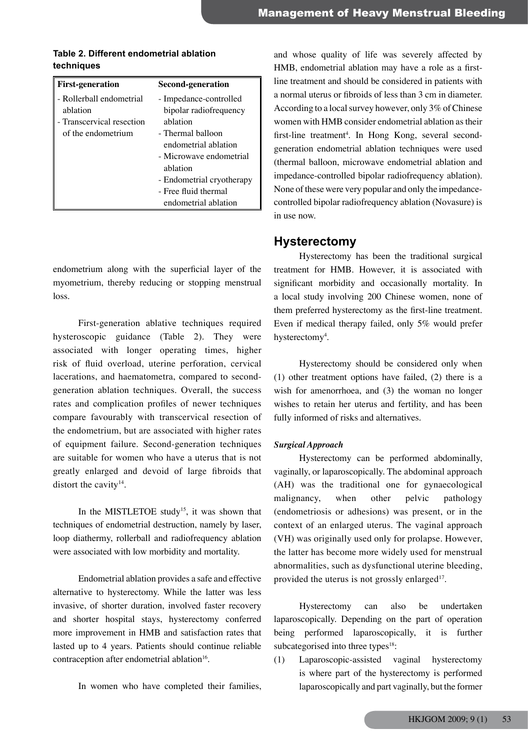**Table 2. Different endometrial ablation techniques**

| First-generation | Second-generation |
|---|---|
| - Rollerball endometrial ablation<br>- Transcervical resection of the endometrium | - Impedance-controlled bipolar radiofrequency ablation<br>- Thermal balloon endometrial ablation<br>- Microwave endometrial ablation<br>- Endometrial cryotherapy<br>- Free fluid thermal endometrial ablation |

endometrium along with the superficial layer of the myometrium, thereby reducing or stopping menstrual loss.

First-generation ablative techniques required hysteroscopic guidance (Table 2). They were associated with longer operating times, higher risk of fluid overload, uterine perforation, cervical lacerations, and haematometra, compared to second-generation ablation techniques. Overall, the success rates and complication profiles of newer techniques compare favourably with transcervical resection of the endometrium, but are associated with higher rates of equipment failure. Second-generation techniques are suitable for women who have a uterus that is not greatly enlarged and devoid of large fibroids that distort the cavity[14].

In the MISTLETOE study[15], it was shown that techniques of endometrial destruction, namely by laser, loop diathermy, rollerball and radiofrequency ablation were associated with low morbidity and mortality.

Endometrial ablation provides a safe and effective alternative to hysterectomy. While the latter was less invasive, of shorter duration, involved faster recovery and shorter hospital stays, hysterectomy conferred more improvement in HMB and satisfaction rates that lasted up to 4 years. Patients should continue reliable contraception after endometrial ablation[16].

In women who have completed their families, and whose quality of life was severely affected by HMB, endometrial ablation may have a role as a first-line treatment and should be considered in patients with a normal uterus or fibroids of less than 3 cm in diameter. According to a local survey however, only 3% of Chinese women with HMB consider endometrial ablation as their first-line treatment[4]. In Hong Kong, several second-generation endometrial ablation techniques were used (thermal balloon, microwave endometrial ablation and impedance-controlled bipolar radiofrequency ablation). None of these were very popular and only the impedance-controlled bipolar radiofrequency ablation (Novasure) is in use now.

## Hysterectomy

Hysterectomy has been the traditional surgical treatment for HMB. However, it is associated with significant morbidity and occasionally mortality. In a local study involving 200 Chinese women, none of them preferred hysterectomy as the first-line treatment. Even if medical therapy failed, only 5% would prefer hysterectomy[4].

Hysterectomy should be considered only when (1) other treatment options have failed, (2) there is a wish for amenorrhoea, and (3) the woman no longer wishes to retain her uterus and fertility, and has been fully informed of risks and alternatives.

### *Surgical Approach*

Hysterectomy can be performed abdominally, vaginally, or laparoscopically. The abdominal approach (AH) was the traditional one for gynaecological malignancy, when other pelvic pathology (endometriosis or adhesions) was present, or in the context of an enlarged uterus. The vaginal approach (VH) was originally used only for prolapse. However, the latter has become more widely used for menstrual abnormalities, such as dysfunctional uterine bleeding, provided the uterus is not grossly enlarged[17].

Hysterectomy can also be undertaken laparoscopically. Depending on the part of operation being performed laparoscopically, it is further subcategorised into three types[18]:

(1) Laparoscopic-assisted vaginal hysterectomy is where part of the hysterectomy is performed laparoscopically and part vaginally, but the former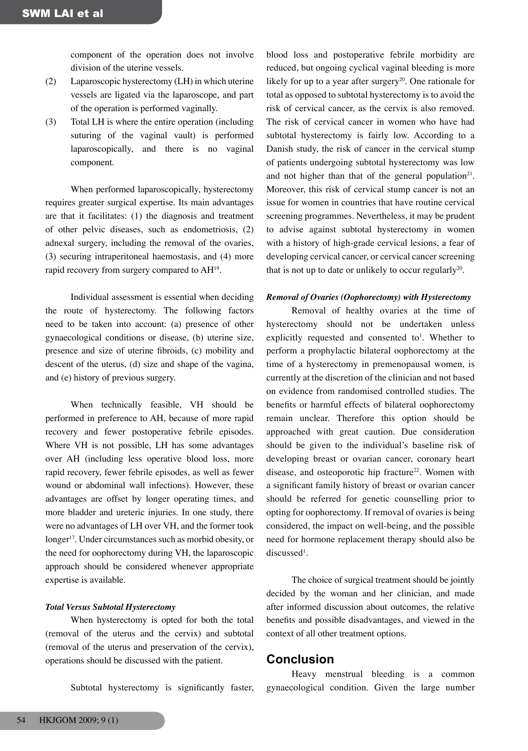component of the operation does not involve division of the uterine vessels.

(2) Laparoscopic hysterectomy (LH) in which uterine vessels are ligated via the laparoscope, and part of the operation is performed vaginally.

(3) Total LH is where the entire operation (including suturing of the vaginal vault) is performed laparoscopically, and there is no vaginal component.

When performed laparoscopically, hysterectomy requires greater surgical expertise. Its main advantages are that it facilitates: (1) the diagnosis and treatment of other pelvic diseases, such as endometriosis, (2) adnexal surgery, including the removal of the ovaries, (3) securing intraperitoneal haemostasis, and (4) more rapid recovery from surgery compared to AH[19].

Individual assessment is essential when deciding the route of hysterectomy. The following factors need to be taken into account: (a) presence of other gynaecological conditions or disease, (b) uterine size, presence and size of uterine fibroids, (c) mobility and descent of the uterus, (d) size and shape of the vagina, and (e) history of previous surgery.

When technically feasible, VH should be performed in preference to AH, because of more rapid recovery and fewer postoperative febrile episodes. Where VH is not possible, LH has some advantages over AH (including less operative blood loss, more rapid recovery, fewer febrile episodes, as well as fewer wound or abdominal wall infections). However, these advantages are offset by longer operating times, and more bladder and ureteric injuries. In one study, there were no advantages of LH over VH, and the former took longer[17]. Under circumstances such as morbid obesity, or the need for oophorectomy during VH, the laparoscopic approach should be considered whenever appropriate expertise is available.

***Total Versus Subtotal Hysterectomy***

When hysterectomy is opted for both the total (removal of the uterus and the cervix) and subtotal (removal of the uterus and preservation of the cervix), operations should be discussed with the patient.

Subtotal hysterectomy is significantly faster, blood loss and postoperative febrile morbidity are reduced, but ongoing cyclical vaginal bleeding is more likely for up to a year after surgery[20]. One rationale for total as opposed to subtotal hysterectomy is to avoid the risk of cervical cancer, as the cervix is also removed. The risk of cervical cancer in women who have had subtotal hysterectomy is fairly low. According to a Danish study, the risk of cancer in the cervical stump of patients undergoing subtotal hysterectomy was low and not higher than that of the general population[21]. Moreover, this risk of cervical stump cancer is not an issue for women in countries that have routine cervical screening programmes. Nevertheless, it may be prudent to advise against subtotal hysterectomy in women with a history of high-grade cervical lesions, a fear of developing cervical cancer, or cervical cancer screening that is not up to date or unlikely to occur regularly[20].

***Removal of Ovaries (Oophorectomy) with Hysterectomy***

Removal of healthy ovaries at the time of hysterectomy should not be undertaken unless explicitly requested and consented to[1]. Whether to perform a prophylactic bilateral oophorectomy at the time of a hysterectomy in premenopausal women, is currently at the discretion of the clinician and not based on evidence from randomised controlled studies. The benefits or harmful effects of bilateral oophorectomy remain unclear. Therefore this option should be approached with great caution. Due consideration should be given to the individual's baseline risk of developing breast or ovarian cancer, coronary heart disease, and osteoporotic hip fracture[22]. Women with a significant family history of breast or ovarian cancer should be referred for genetic counselling prior to opting for oophorectomy. If removal of ovaries is being considered, the impact on well-being, and the possible need for hormone replacement therapy should also be discussed[1].

The choice of surgical treatment should be jointly decided by the woman and her clinician, and made after informed discussion about outcomes, the relative benefits and possible disadvantages, and viewed in the context of all other treatment options.

## Conclusion

Heavy menstrual bleeding is a common gynaecological condition. Given the large number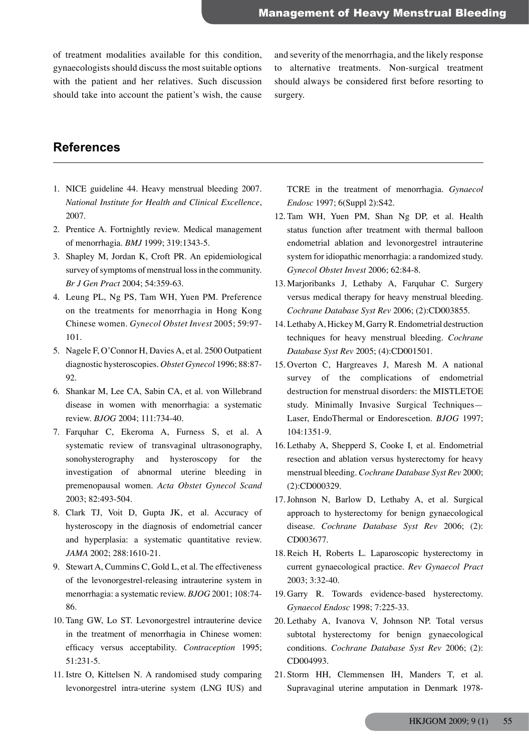of treatment modalities available for this condition, gynaecologists should discuss the most suitable options with the patient and her relatives. Such discussion should take into account the patient's wish, the cause and severity of the menorrhagia, and the likely response to alternative treatments. Non-surgical treatment should always be considered first before resorting to surgery.

## References

1. NICE guideline 44. Heavy menstrual bleeding 2007. *National Institute for Health and Clinical Excellence*, 2007.
2. Prentice A. Fortnightly review. Medical management of menorrhagia. *BMJ* 1999; 319:1343-5.
3. Shapley M, Jordan K, Croft PR. An epidemiological survey of symptoms of menstrual loss in the community. *Br J Gen Pract* 2004; 54:359-63.
4. Leung PL, Ng PS, Tam WH, Yuen PM. Preference on the treatments for menorrhagia in Hong Kong Chinese women. *Gynecol Obstet Invest* 2005; 59:97-101.
5. Nagele F, O'Connor H, Davies A, et al. 2500 Outpatient diagnostic hysteroscopies. *Obstet Gynecol* 1996; 88:87-92.
6. Shankar M, Lee CA, Sabin CA, et al. von Willebrand disease in women with menorrhagia: a systematic review. *BJOG* 2004; 111:734-40.
7. Farquhar C, Ekeroma A, Furness S, et al. A systematic review of transvaginal ultrasonography, sonohysterography and hysteroscopy for the investigation of abnormal uterine bleeding in premenopausal women. *Acta Obstet Gynecol Scand* 2003; 82:493-504.
8. Clark TJ, Voit D, Gupta JK, et al. Accuracy of hysteroscopy in the diagnosis of endometrial cancer and hyperplasia: a systematic quantitative review. *JAMA* 2002; 288:1610-21.
9. Stewart A, Cummins C, Gold L, et al. The effectiveness of the levonorgestrel-releasing intrauterine system in menorrhagia: a systematic review. *BJOG* 2001; 108:74-86.
10. Tang GW, Lo ST. Levonorgestrel intrauterine device in the treatment of menorrhagia in Chinese women: efficacy versus acceptability. *Contraception* 1995; 51:231-5.
11. Istre O, Kittelsen N. A randomised study comparing levonorgestrel intra-uterine system (LNG IUS) and TCRE in the treatment of menorrhagia. *Gynaecol Endosc* 1997; 6(Suppl 2):S42.
12. Tam WH, Yuen PM, Shan Ng DP, et al. Health status function after treatment with thermal balloon endometrial ablation and levonorgestrel intrauterine system for idiopathic menorrhagia: a randomized study. *Gynecol Obstet Invest* 2006; 62:84-8.
13. Marjoribanks J, Lethaby A, Farquhar C. Surgery versus medical therapy for heavy menstrual bleeding. *Cochrane Database Syst Rev* 2006; (2):CD003855.
14. Lethaby A, Hickey M, Garry R. Endometrial destruction techniques for heavy menstrual bleeding. *Cochrane Database Syst Rev* 2005; (4):CD001501.
15. Overton C, Hargreaves J, Maresh M. A national survey of the complications of endometrial destruction for menstrual disorders: the MISTLETOE study. Minimally Invasive Surgical Techniques—Laser, EndoThermal or Endorescetion. *BJOG* 1997; 104:1351-9.
16. Lethaby A, Shepperd S, Cooke I, et al. Endometrial resection and ablation versus hysterectomy for heavy menstrual bleeding. *Cochrane Database Syst Rev* 2000; (2):CD000329.
17. Johnson N, Barlow D, Lethaby A, et al. Surgical approach to hysterectomy for benign gynaecological disease. *Cochrane Database Syst Rev* 2006; (2): CD003677.
18. Reich H, Roberts L. Laparoscopic hysterectomy in current gynaecological practice. *Rev Gynaecol Pract* 2003; 3:32-40.
19. Garry R. Towards evidence-based hysterectomy. *Gynaecol Endosc* 1998; 7:225-33.
20. Lethaby A, Ivanova V, Johnson NP. Total versus subtotal hysterectomy for benign gynaecological conditions. *Cochrane Database Syst Rev* 2006; (2): CD004993.
21. Storm HH, Clemmensen IH, Manders T, et al. Supravaginal uterine amputation in Denmark 1978-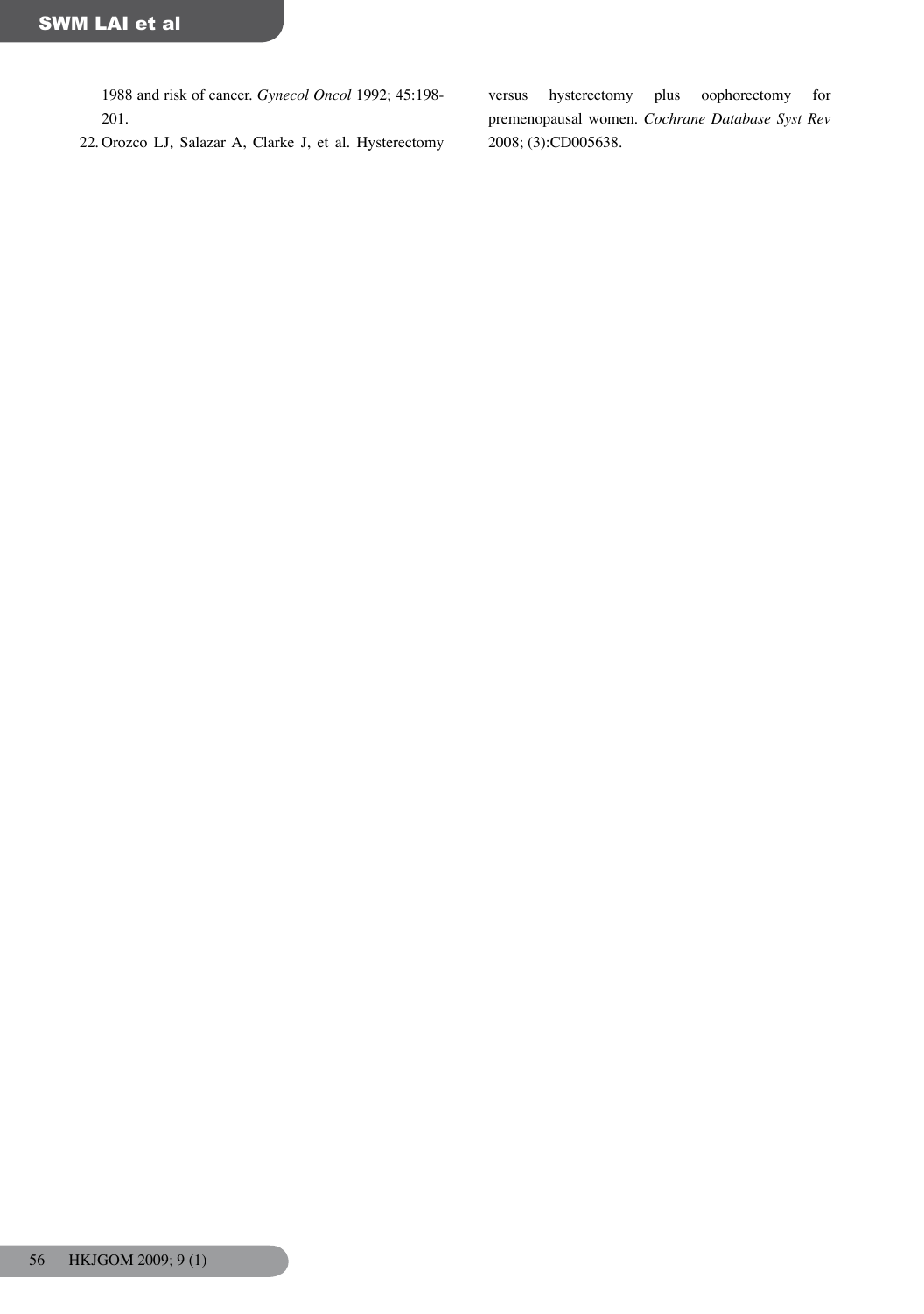1988 and risk of cancer. *Gynecol Oncol* 1992; 45:198-201.

22. Orozco LJ, Salazar A, Clarke J, et al. Hysterectomy versus hysterectomy plus oophorectomy for premenopausal women. *Cochrane Database Syst Rev* 2008; (3):CD005638.